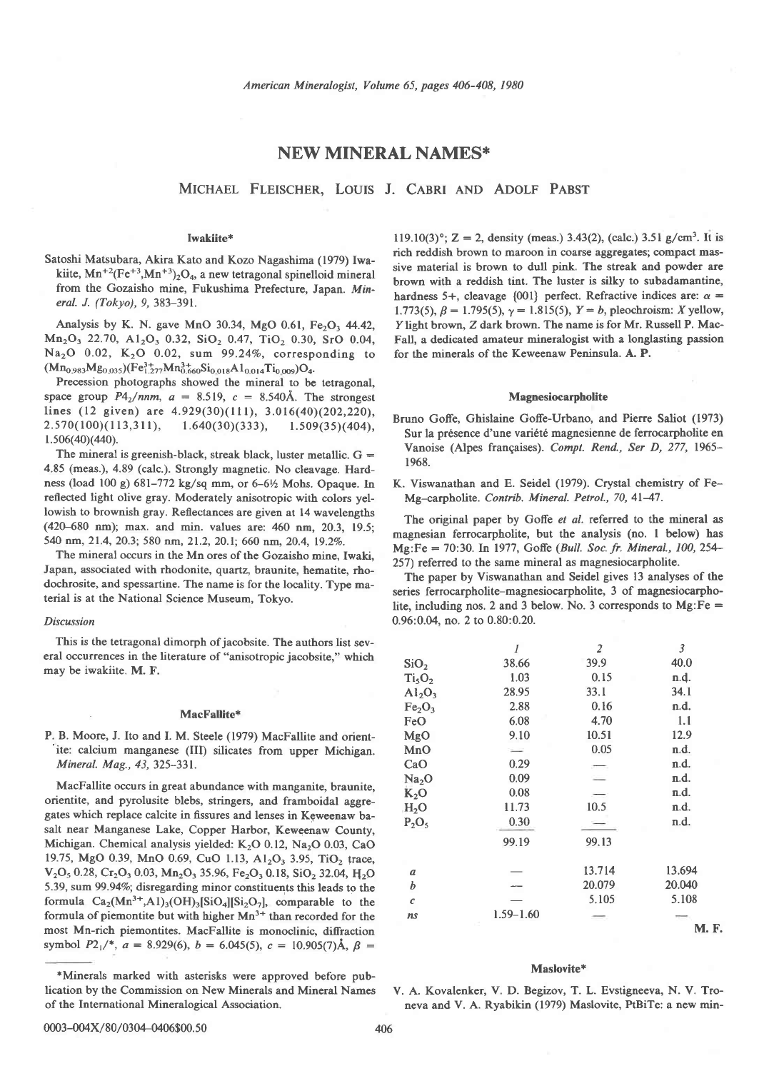# NEW MINERAL NAMES*

MICHAEL FLEISCHER, LOUIS J. CABRI AND ADOLF PABST

## Iwakiite*

Satoshi Matsubara, Akira Kato and Kozo Nagashima (1979) Iwakiite, $Mn^{+2}(Fe^{+3},Mn^{+3})_2O_4$, a new tetragonal spinelloid mineral from the Gozaisho mine, Fukushima Prefecture, Japan. *Mineral. J. (Tokyo), 9,* 383–391.

Analysis by K. N. gave MnO 30.34, MgO 0.61, $Fe_2O_3$ 44.42, $Mn_2O_3$ 22.70, $Al_2O_3$ 0.32, $SiO_2$ 0.47, $TiO_2$ 0.30, SrO 0.04, $Na_2O$ 0.02, $K_2O$ 0.02, sum 99.24%, corresponding to $(Mn_{0.983}Mg_{0.035})(Fe^{3+}_{1.277}Mn^{3+}_{0.660}Si_{0.018}Al_{0.014}Ti_{0.009})O_4$.

Precession photographs showed the mineral to be tetragonal, space group $P4_2/nnm$, $a$ = 8.519, $c$ = 8.540Å. The strongest lines (12 given) are 4.929(30)(111), 3.016(40)(202,220), 2.570(100)(113,311), 1.640(30)(333), 1.509(35)(404), 1.506(40)(440).

The mineral is greenish-black, streak black, luster metallic. G = 4.85 (meas.), 4.89 (calc.). Strongly magnetic. No cleavage. Hardness (load 100 g) 681–772 kg/sq mm, or 6–6½ Mohs. Opaque. In reflected light olive gray. Moderately anisotropic with colors yellowish to brownish gray. Reflectances are given at 14 wavelengths (420–680 nm); max. and min. values are: 460 nm, 20.3, 19.5; 540 nm, 21.4, 20.3; 580 nm, 21.2, 20.1; 660 nm, 20.4, 19.2%.

The mineral occurs in the Mn ores of the Gozaisho mine, Iwaki, Japan, associated with rhodonite, quartz, braunite, hematite, rhodochrosite, and spessartine. The name is for the locality. Type material is at the National Science Museum, Tokyo.

*Discussion*

This is the tetragonal dimorph of jacobsite. The authors list several occurrences in the literature of "anisotropic jacobsite," which may be iwakiite. **M. F.**

## MacFallite*

P. B. Moore, J. Ito and I. M. Steele (1979) MacFallite and orientite: calcium manganese (III) silicates from upper Michigan. *Mineral. Mag., 43,* 325–331.

MacFallite occurs in great abundance with manganite, braunite, orientite, and pyrolusite blebs, stringers, and framboidal aggregates which replace calcite in fissures and lenses in Keweenaw basalt near Manganese Lake, Copper Harbor, Keweenaw County, Michigan. Chemical analysis yielded: $K_2O$ 0.12, $Na_2O$ 0.03, CaO 19.75, MgO 0.39, MnO 0.69, CuO 1.13, $Al_2O_3$ 3.95, $TiO_2$ trace, $V_2O_5$ 0.28, $Cr_2O_3$ 0.03, $Mn_2O_3$ 35.96, $Fe_2O_3$ 0.18, $SiO_2$ 32.04, $H_2O$ 5.39, sum 99.94%; disregarding minor constituents this leads to the formula $Ca_2(Mn^{3+},Al)_3(OH)_3[SiO_4][Si_2O_7]$, comparable to the formula of piemontite but with higher $Mn^{3+}$ than recorded for the most Mn-rich piemontites. MacFallite is monoclinic, diffraction symbol $P2_1/*$, $a$ = 8.929(6), $b$ = 6.045(5), $c$ = 10.905(7)Å, $\beta$ = 119.10(3)°; Z = 2, density (meas.) 3.43(2), (calc.) 3.51 g/cm³. It is rich reddish brown to maroon in coarse aggregates; compact massive material is brown to dull pink. The streak and powder are brown with a reddish tint. The luster is silky to subadamantine, hardness 5+, cleavage {001} perfect. Refractive indices are: $\alpha$ = 1.773(5), $\beta$ = 1.795(5), $\gamma$ = 1.815(5), $Y = b$, pleochroism: $X$ yellow, $Y$ light brown, $Z$ dark brown. The name is for Mr. Russell P. MacFall, a dedicated amateur mineralogist with a longlasting passion for the minerals of the Keweenaw Peninsula. **A. P.**

## Magnesiocarpholite

Bruno Goffe, Ghislaine Goffe-Urbano, and Pierre Saliot (1973) Sur la présence d'une variété magnesienne de ferrocarpholite en Vanoise (Alpes françaises). *Compt. Rend., Ser D, 277,* 1965–1968.

K. Viswanathan and E. Seidel (1979). Crystal chemistry of Fe-Mg-carpholite. *Contrib. Mineral. Petrol., 70,* 41–47.

The original paper by Goffe *et al.* referred to the mineral as magnesian ferrocarpholite, but the analysis (no. 1 below) has Mg:Fe = 70:30. In 1977, Goffe (*Bull. Soc. fr. Mineral., 100,* 254–257) referred to the same mineral as magnesiocarpholite.

The paper by Viswanathan and Seidel gives 13 analyses of the series ferrocarpholite–magnesiocarpholite, 3 of magnesiocarpholite, including nos. 2 and 3 below. No. 3 corresponds to Mg:Fe = 0.96:0.04, no. 2 to 0.80:0.20.

| | 1 | 2 | 3 |
|---|---|---|---|
| $SiO_2$ | 38.66 | 39.9 | 40.0 |
| $Ti_5O_2$ | 1.03 | 0.15 | n.d. |
| $Al_2O_3$ | 28.95 | 33.1 | 34.1 |
| $Fe_2O_3$ | 2.88 | 0.16 | n.d. |
| FeO | 6.08 | 4.70 | 1.1 |
| MgO | 9.10 | 10.51 | 12.9 |
| MnO | — | 0.05 | n.d. |
| CaO | 0.29 | — | n.d. |
| $Na_2O$ | 0.09 | — | n.d. |
| $K_2O$ | 0.08 | — | n.d. |
| $H_2O$ | 11.73 | 10.5 | n.d. |
| $P_2O_5$ | 0.30 | — | n.d. |
| | 99.19 | 99.13 | |
| $a$ | — | 13.714 | 13.694 |
| $b$ | — | 20.079 | 20.040 |
| $c$ | — | 5.105 | 5.108 |
| $ns$ | 1.59–1.60 | — | — |

**M. F.**

## Maslovite*

V. A. Kovalenker, V. D. Begizov, T. L. Evstigneeva, N. V. Troneva and V. A. Ryabikin (1979) Maslovite, PtBiTe: a new min-

*Minerals marked with asterisks were approved before publication by the Commission on New Minerals and Mineral Names of the International Mineralogical Association.

0003-004X/80/0304-0406$00.50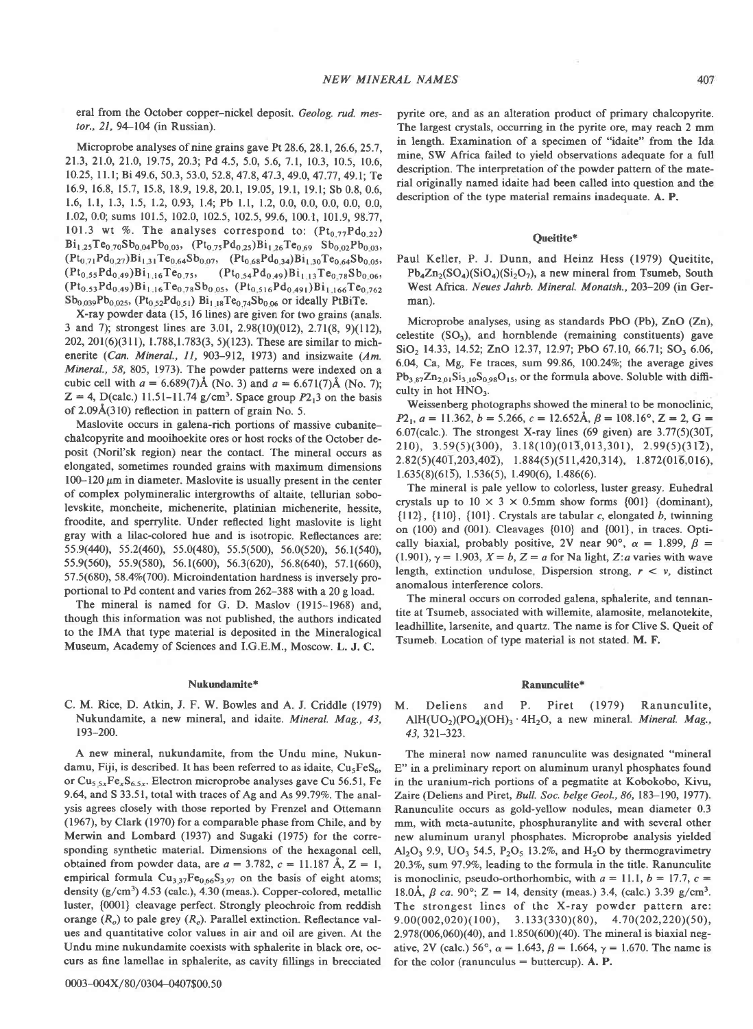eral from the October copper-nickel deposit. *Geolog. rud. mestor., 21*, 94–104 (in Russian).

Microprobe analyses of nine grains gave Pt 28.6, 28.1, 26.6, 25.7, 21.3, 21.0, 21.0, 19.75, 20.3; Pd 4.5, 5.0, 5.6, 7.1, 10.3, 10.5, 10.6, 10.25, 11.1; Bi 49.6, 50.3, 53.0, 52.8, 47.8, 47.3, 49.0, 47.77, 49.1; Te 16.9, 16.8, 15.7, 15.8, 18.9, 19.8, 20.1, 19.05, 19.1, 19.1; Sb 0.8, 0.6, 1.6, 1.1, 1.3, 1.5, 1.2, 0.93, 1.4; Pb 1.1, 1.2, 0.0, 0.0, 0.0, 0.0, 0.0, 1.02, 0.0; sums 101.5, 102.0, 102.5, 102.5, 99.6, 100.1, 101.9, 98.77, 101.3 wt %. The analyses correspond to: $(Pt_{0.77}Pd_{0.22})Bi_{1.25}Te_{0.70}Sb_{0.04}Pb_{0.03}$, $(Pt_{0.75}Pd_{0.25})Bi_{1.26}Te_{0.69}Sb_{0.02}Pb_{0.03}$, $(Pt_{0.71}Pd_{0.27})Bi_{1.31}Te_{0.64}Sb_{0.07}$, $(Pt_{0.68}Pd_{0.34})Bi_{1.30}Te_{0.64}Sb_{0.05}$, $(Pt_{0.55}Pd_{0.49})Bi_{1.16}Te_{0.75}$, $(Pt_{0.54}Pd_{0.49})Bi_{1.13}Te_{0.78}Sb_{0.06}$, $(Pt_{0.53}Pd_{0.49})Bi_{1.16}Te_{0.78}Sb_{0.05}$, $(Pt_{0.516}Pd_{0.491})Bi_{1.166}Te_{0.762}Sb_{0.039}Pb_{0.025}$, $(Pt_{0.52}Pd_{0.51})Bi_{1.18}Te_{0.74}Sb_{0.06}$ or ideally PtBiTe.

X-ray powder data (15, 16 lines) are given for two grains (anals. 3 and 7); strongest lines are 3.01, 2.98(10)(012), 2.71(8, 9)(112), 202, 201(6)(311), 1.788,1.783(3, 5)(123). These are similar to michenerite (*Can. Mineral., 11*, 903–912, 1973) and insizwaite (*Am. Mineral., 58*, 805, 1973). The powder patterns were indexed on a cubic cell with $a = 6.689(7)$Å (No. 3) and $a = 6.671(7)$Å (No. 7); Z = 4, D(calc.) 11.51–11.74 g/cm³. Space group $P2_13$ on the basis of 2.09Å(310) reflection in pattern of grain No. 5.

Maslovite occurs in galena-rich portions of massive cubanite-chalcopyrite and mooihoekite ores or host rocks of the October deposit (Noril'sk region) near the contact. The mineral occurs as elongated, sometimes rounded grains with maximum dimensions 100–120 μm in diameter. Maslovite is usually present in the center of complex polymineralic intergrowths of altaite, tellurian sobolevskite, moncheite, michenerite, platinian michenerite, hessite, froodite, and sperrylite. Under reflected light maslovite is light gray with a lilac-colored hue and is isotropic. Reflectances are: 55.9(440), 55.2(460), 55.0(480), 55.5(500), 56.0(520), 56.1(540), 55.9(560), 55.9(580), 56.1(600), 56.3(620), 56.8(640), 57.1(660), 57.5(680), 58.4%(700). Microindentation hardness is inversely proportional to Pd content and varies from 262–388 with a 20 g load.

The mineral is named for G. D. Maslov (1915–1968) and, though this information was not published, the authors indicated to the IMA that type material is deposited in the Mineralogical Museum, Academy of Sciences and I.G.E.M., Moscow. **L. J. C.**

### Nukundamite*

C. M. Rice, D. Atkin, J. F. W. Bowles and A. J. Criddle (1979) Nukundamite, a new mineral, and idaite. *Mineral. Mag., 43*, 193–200.

A new mineral, nukundamite, from the Undu mine, Nukundamu, Fiji, is described. It has been referred to as idaite, $Cu_5FeS_6$, or $Cu_{5.5x}Fe_xS_{6.5x}$. Electron microprobe analyses gave Cu 56.51, Fe 9.64, and S 33.51, total with traces of Ag and As 99.79%. The analysis agrees closely with those reported by Frenzel and Ottemann (1967), by Clark (1970) for a comparable phase from Chile, and by Merwin and Lombard (1937) and Sugaki (1975) for the corresponding synthetic material. Dimensions of the hexagonal cell, obtained from powder data, are $a = 3.782$, $c = 11.187$ Å, Z = 1, empirical formula $Cu_{3.37}Fe_{0.66}S_{3.97}$ on the basis of eight atoms; density (g/cm³) 4.53 (calc.), 4.30 (meas.). Copper-colored, metallic luster, {0001} cleavage perfect. Strongly pleochroic from reddish orange ($R_o$) to pale grey ($R_e$). Parallel extinction. Reflectance values and quantitative color values in air and oil are given. At the Undu mine nukundamite coexists with sphalerite in black ore, occurs as fine lamellae in sphalerite, as cavity fillings in brecciated pyrite ore, and as an alteration product of primary chalcopyrite. The largest crystals, occurring in the pyrite ore, may reach 2 mm in length. Examination of a specimen of "idaite" from the Ida mine, SW Africa failed to yield observations adequate for a full description. The interpretation of the powder pattern of the material originally named idaite had been called into question and the description of the type material remains inadequate. **A. P.**

### Queitite*

Paul Keller, P. J. Dunn, and Heinz Hess (1979) Queitite, $Pb_4Zn_2(SO_4)(SiO_4)(Si_2O_7)$, a new mineral from Tsumeb, South West Africa. *Neues Jahrb. Mineral. Monatsh.*, 203–209 (in German).

Microprobe analyses, using as standards PbO (Pb), ZnO (Zn), celestite ($SO_3$), and hornblende (remaining constituents) gave $SiO_2$ 14.33, 14.52; ZnO 12.37, 12.97; PbO 67.10, 66.71; $SO_3$ 6.06, 6.04, Ca, Mg, Fe traces, sum 99.86, 100.24%; the average gives $Pb_{3.87}Zn_{2.01}Si_{3.10}S_{0.98}O_{15}$, or the formula above. Soluble with difficulty in hot $HNO_3$.

Weissenberg photographs showed the mineral to be monoclinic, $P2_1$, $a = 11.362$, $b = 5.266$, $c = 12.652$Å, $\beta = 108.16°$, Z = 2, G = 6.07(calc.). The strongest X-ray lines (69 given) are 3.77(5)(30$\bar{1}$, 210), 3.59(5)(300), 3.18(10)(01$\bar{3}$,013,301), 2.99(5)(31$\bar{2}$), 2.82(5)(40$\bar{1}$,203,40$\bar{2}$), 1.884(5)(511,420,314), 1.872(01$\bar{6}$,016), 1.635(8)(61$\bar{5}$), 1.536(5), 1.490(6), 1.486(6).

The mineral is pale yellow to colorless, luster greasy. Euhedral crystals up to 10 × 3 × 0.5mm show forms {001} (dominant), {112}, {110}, {101}. Crystals are tabular c, elongated b, twinning on (100) and (001). Cleavages {010} and {001}, in traces. Optically biaxial, probably positive, 2V near 90°, $\alpha = 1.899$, $\beta = (1.901)$, $\gamma = 1.903$, X = b, Z = a for Na light, Z:a varies with wave length, extinction undulose. Dispersion strong, $r < v$, distinct anomalous interference colors.

The mineral occurs on corroded galena, sphalerite, and tennantite at Tsumeb, associated with willemite, alamosite, melanotekite, leadhillite, larsenite, and quartz. The name is for Clive S. Queit of Tsumeb. Location of type material is not stated. **M. F.**

### Ranunculite*

M. Deliens and P. Piret (1979) Ranunculite, $AlH(UO_2)(PO_4)(OH)_3 \cdot 4H_2O$, a new mineral. *Mineral. Mag., 43*, 321–323.

The mineral now named ranunculite was designated "mineral E" in a preliminary report on aluminum uranyl phosphates found in the uranium-rich portions of a pegmatite at Kobokobo, Kivu, Zaire (Deliens and Piret, *Bull. Soc. belge Geol., 86*, 183–190, 1977). Ranunculite occurs as gold-yellow nodules, mean diameter 0.3 mm, with meta-autunite, phosphuranylite and with several other new aluminum uranyl phosphates. Microprobe analysis yielded $Al_2O_3$ 9.9, $UO_3$ 54.5, $P_2O_5$ 13.2%, and $H_2O$ by thermogravimetry 20.3%, sum 97.9%, leading to the formula in the title. Ranunculite is monoclinic, pseudo-orthorhombic, with $a = 11.1$, $b = 17.7$, $c = 18.0$Å, $\beta$ ca. 90°; Z = 14, density (meas.) 3.4, (calc.) 3.39 g/cm³. The strongest lines of the X-ray powder pattern are: 9.00(002,020)(100), 3.133(330)(80), 4.70(202,220)(50), 2.978(006,060)(40), and 1.850(600)(40). The mineral is biaxial negative, 2V (calc.) 56°, $\alpha = 1.643$, $\beta = 1.664$, $\gamma = 1.670$. The name is for the color (ranunculus = buttercup). **A. P.**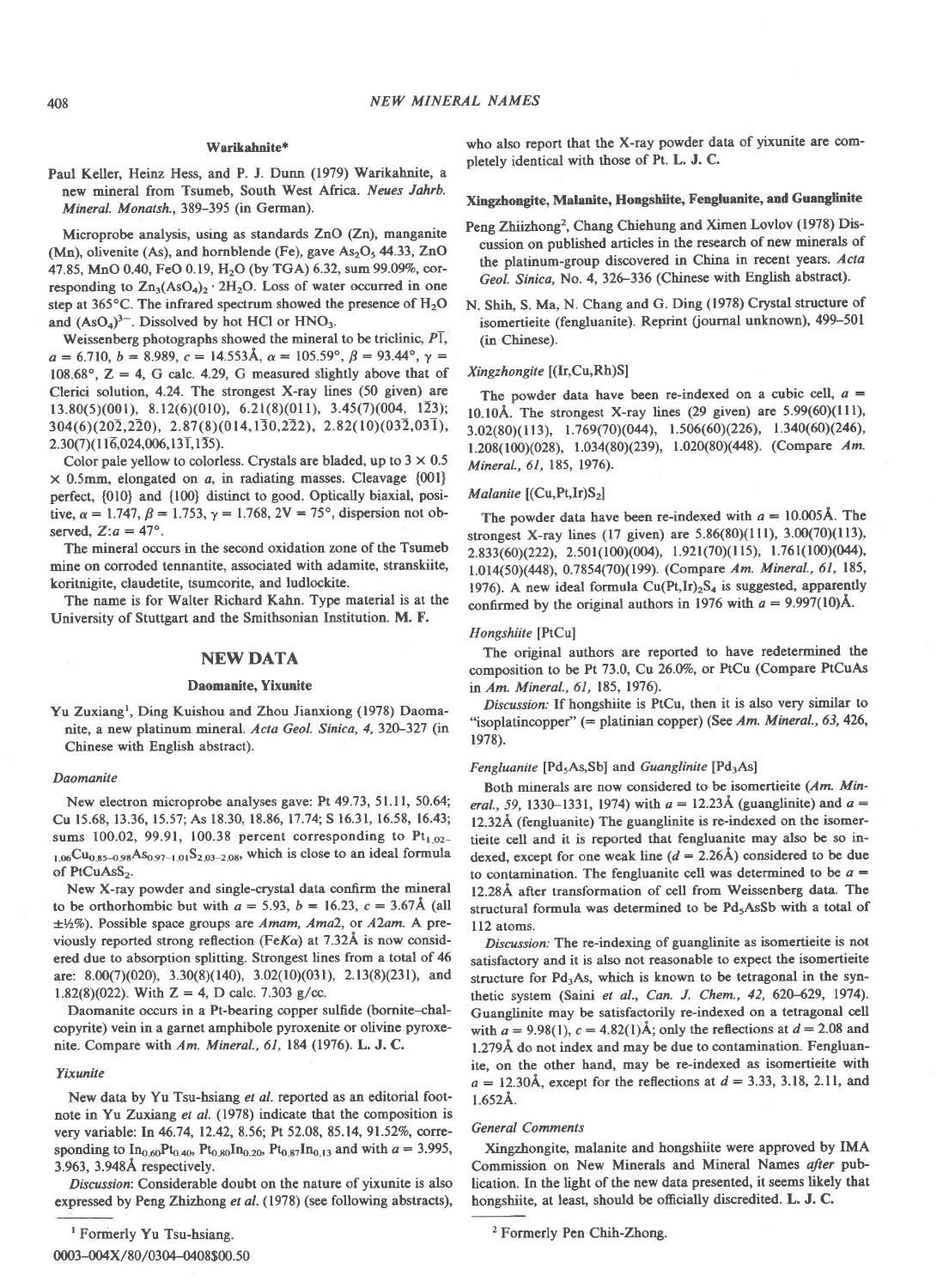### Warikahnite*

Paul Keller, Heinz Hess, and P. J. Dunn (1979) Warikahnite, a new mineral from Tsumeb, South West Africa. *Neues Jahrb. Mineral. Monatsh.*, 389–395 (in German).

Microprobe analysis, using as standards ZnO (Zn), manganite (Mn), olivenite (As), and hornblende (Fe), gave $As_2O_5$ 44.33, ZnO 47.85, MnO 0.40, FeO 0.19, $H_2O$ (by TGA) 6.32, sum 99.09%, corresponding to $Zn_3(AsO_4)_2 \cdot 2H_2O$. Loss of water occurred in one step at 365°C. The infrared spectrum showed the presence of $H_2O$ and $(AsO_4)^{3-}$. Dissolved by hot HCl or $HNO_3$.

Weissenberg photographs showed the mineral to be triclinic, $P\bar{1}$, $a = 6.710$, $b = 8.989$, $c = 14.553$Å, $\alpha = 105.59°$, $\beta = 93.44°$, $\gamma = 108.68°$, Z = 4, G calc. 4.29, G measured slightly above that of Clerici solution, 4.24. The strongest X-ray lines (50 given) are 13.80(5)(001), 8.12(6)(010), 6.21(8)(011), 3.45(7)(004, $1\bar{2}3$); 304(6)($20\bar{2}$,$2\bar{2}0$), 2.87(8)(014,$1\bar{3}0$,$2\bar{2}2$), 2.82(10)($03\bar{2}$,$03\bar{1}$), 2.30(7)($1\bar{1}\bar{6}$,024,006,$13\bar{1}$,$1\bar{3}\bar{5}$).

Color pale yellow to colorless. Crystals are bladed, up to 3 × 0.5 × 0.5mm, elongated on *a*, in radiating masses. Cleavage {001} perfect, {010} and {100} distinct to good. Optically biaxial, positive, $\alpha = 1.747$, $\beta = 1.753$, $\gamma = 1.768$, 2V = 75°, dispersion not observed, $Z$:$a$ = 47°.

The mineral occurs in the second oxidation zone of the Tsumeb mine on corroded tennantite, associated with adamite, stranskiite, koritnigite, claudetite, tsumcorite, and ludlockite.

The name is for Walter Richard Kahn. Type material is at the University of Stuttgart and the Smithsonian Institution. **M. F.**

## NEW DATA

### Daomanite, Yixunite

Yu Zuxiang[1], Ding Kuishou and Zhou Jianxiong (1978) Daomanite, a new platinum mineral. *Acta Geol. Sinica, 4,* 320–327 (in Chinese with English abstract).

#### *Daomanite*

New electron microprobe analyses gave: Pt 49.73, 51.11, 50.64; Cu 15.68, 13.36, 15.57; As 18.30, 18.86, 17.74; S 16.31, 16.58, 16.43; sums 100.02, 99.91, 100.38 percent corresponding to $Pt_{1.02-1.06}Cu_{0.85-0.98}As_{0.97-1.01}S_{2.03-2.08}$, which is close to an ideal formula of $PtCuAsS_2$.

New X-ray powder and single-crystal data confirm the mineral to be orthorhombic but with $a = 5.93$, $b = 16.23$, $c = 3.67$Å (all ±½%). Possible space groups are *Amam, Ama*2, or *A*2*am*. A previously reported strong reflection (Fe$K\alpha$) at 7.32Å is now considered due to absorption splitting. Strongest lines from a total of 46 are: 8.00(7)(020), 3.30(8)(140), 3.02(10)(031), 2.13(8)(231), and 1.82(8)(022). With Z = 4, D calc. 7.303 g/cc.

Daomanite occurs in a Pt-bearing copper sulfide (bornite–chalcopyrite) vein in a garnet amphibole pyroxenite or olivine pyroxenite. Compare with *Am. Mineral., 61,* 184 (1976). **L. J. C.**

#### *Yixunite*

New data by Yu Tsu-hsiang *et al.* reported as an editorial footnote in Yu Zuxiang *et al.* (1978) indicate that the composition is very variable: In 46.74, 12.42, 8.56; Pt 52.08, 85.14, 91.52%, corresponding to $In_{0.60}Pt_{0.40}$, $Pt_{0.80}In_{0.20}$, $Pt_{0.87}In_{0.13}$ and with $a = 3.995$, 3.963, 3.948Å respectively.

*Discussion*: Considerable doubt on the nature of yixunite is also expressed by Peng Zhizhong *et al.* (1978) (see following abstracts), who also report that the X-ray powder data of yixunite are completely identical with those of Pt. **L. J. C.**

### Xingzhongite, Malanite, Hongshiite, Fengluanite, and Guanglinite

Peng Zhiizhong[2], Chang Chiehung and Ximen Lovlov (1978) Discussion on published articles in the research of new minerals of the platinum-group discovered in China in recent years. *Acta Geol. Sinica,* No. 4, 326–336 (Chinese with English abstract).

N. Shih, S. Ma, N. Chang and G. Ding (1978) Crystal structure of isomertieite (fengluanite). Reprint (journal unknown), 499–501 (in Chinese).

#### *Xingzhongite* [(Ir,Cu,Rh)S]

The powder data have been re-indexed on a cubic cell, $a = 10.10$Å. The strongest X-ray lines (29 given) are 5.99(60)(111), 3.02(80)(113), 1.769(70)(044), 1.506(60)(226), 1.340(60)(246), 1.208(100)(028), 1.034(80)(239), 1.020(80)(448). (Compare *Am. Mineral., 61,* 185, 1976).

#### *Malanite* [$(Cu,Pt,Ir)S_2$]

The powder data have been re-indexed with $a = 10.005$Å. The strongest X-ray lines (17 given) are 5.86(80)(111), 3.00(70)(113), 2.833(60)(222), 2.501(100)(004), 1.921(70)(115), 1.761(100)(044), 1.014(50)(448), 0.7854(70)(199). (Compare *Am. Mineral., 61,* 185, 1976). A new ideal formula $Cu(Pt,Ir)_2S_4$ is suggested, apparently confirmed by the original authors in 1976 with $a = 9.997(10)$Å.

#### *Hongshiite* [PtCu]

The original authors are reported to have redetermined the composition to be Pt 73.0, Cu 26.0%, or PtCu (Compare PtCuAs in *Am. Mineral., 61,* 185, 1976).

*Discussion:* If hongshiite is PtCu, then it is also very similar to "isoplatincopper" (= platinian copper) (See *Am. Mineral., 63,* 426, 1978).

#### *Fengluanite* [$Pd_5As,Sb$] and *Guanglinite* [$Pd_3As$]

Both minerals are now considered to be isomertieite (*Am. Mineral., 59,* 1330–1331, 1974) with $a = 12.23$Å (guanglinite) and $a = 12.32$Å (fengluanite) The guanglinite is re-indexed on the isomertieite cell and it is reported that fengluanite may also be so indexed, except for one weak line ($d = 2.26$Å) considered to be due to contamination. The fengluanite cell was determined to be $a = 12.28$Å after transformation of cell from Weissenberg data. The structural formula was determined to be $Pd_5AsSb$ with a total of 112 atoms.

*Discussion:* The re-indexing of guanglinite as isomertieite is not satisfactory and it is also not reasonable to expect the isomertieite structure for $Pd_3As$, which is known to be tetragonal in the synthetic system (Saini *et al., Can. J. Chem., 42,* 620–629, 1974). Guanglinite may be satisfactorily re-indexed on a tetragonal cell with $a = 9.98(1)$, $c = 4.82(1)$Å; only the reflections at $d = 2.08$ and 1.279Å do not index and may be due to contamination. Fengluanite, on the other hand, may be re-indexed as isomertieite with $a = 12.30$Å, except for the reflections at $d = 3.33$, 3.18, 2.11, and 1.652Å.

#### *General Comments*

Xingzhongite, malanite and hongshiite were approved by IMA Commission on New Minerals and Mineral Names *after* publication. In the light of the new data presented, it seems likely that hongshiite, at least, should be officially discredited. **L. J. C.**

---

[1] Formerly Yu Tsu-hsiang.

[2] Formerly Pen Chih-Zhong.

0003–004X/80/0304–0408$00.50